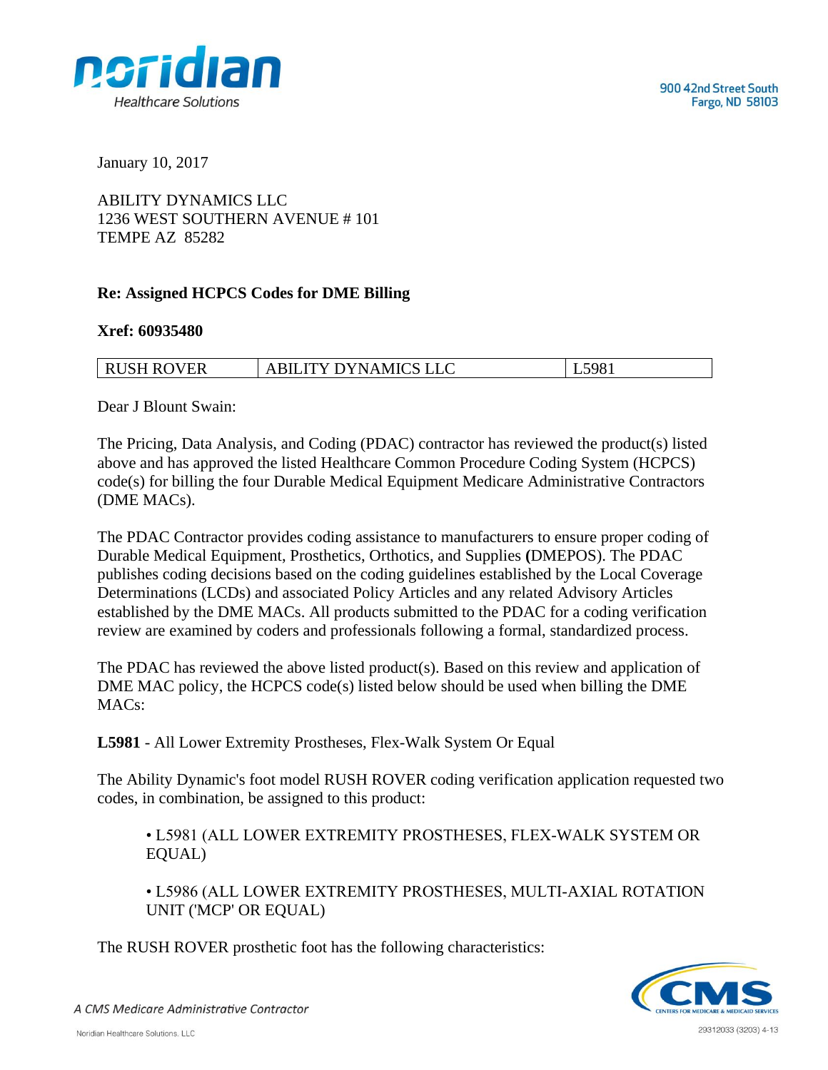900 42nd Street South
Fargo, ND 58103

January 10, 2017

ABILITY DYNAMICS LLC
1236 WEST SOUTHERN AVENUE # 101
TEMPE AZ 85282

**Re: Assigned HCPCS Codes for DME Billing**

**Xref: 60935480**

| RUSH ROVER | ABILITY DYNAMICS LLC | L5981 |
|---|---|---|

Dear J Blount Swain:

The Pricing, Data Analysis, and Coding (PDAC) contractor has reviewed the product(s) listed above and has approved the listed Healthcare Common Procedure Coding System (HCPCS) code(s) for billing the four Durable Medical Equipment Medicare Administrative Contractors (DME MACs).

The PDAC Contractor provides coding assistance to manufacturers to ensure proper coding of Durable Medical Equipment, Prosthetics, Orthotics, and Supplies **(**DMEPOS). The PDAC publishes coding decisions based on the coding guidelines established by the Local Coverage Determinations (LCDs) and associated Policy Articles and any related Advisory Articles established by the DME MACs. All products submitted to the PDAC for a coding verification review are examined by coders and professionals following a formal, standardized process.

The PDAC has reviewed the above listed product(s). Based on this review and application of DME MAC policy, the HCPCS code(s) listed below should be used when billing the DME MACs:

**L5981** - All Lower Extremity Prostheses, Flex-Walk System Or Equal

The Ability Dynamic's foot model RUSH ROVER coding verification application requested two codes, in combination, be assigned to this product:

- L5981 (ALL LOWER EXTREMITY PROSTHESES, FLEX-WALK SYSTEM OR EQUAL)
- L5986 (ALL LOWER EXTREMITY PROSTHESES, MULTI-AXIAL ROTATION UNIT ('MCP' OR EQUAL)

The RUSH ROVER prosthetic foot has the following characteristics: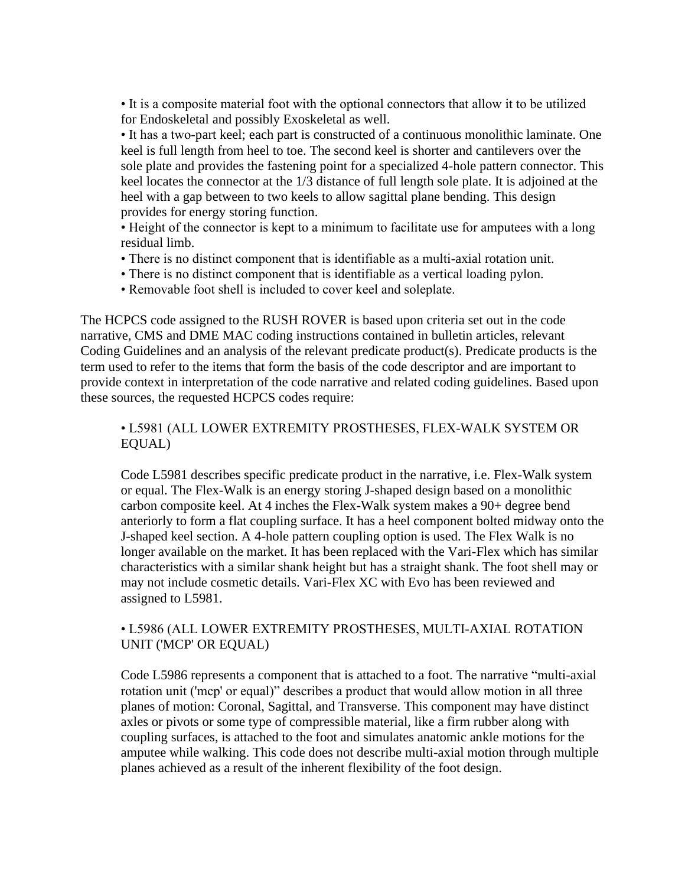- It is a composite material foot with the optional connectors that allow it to be utilized for Endoskeletal and possibly Exoskeletal as well.
- It has a two-part keel; each part is constructed of a continuous monolithic laminate. One keel is full length from heel to toe. The second keel is shorter and cantilevers over the sole plate and provides the fastening point for a specialized 4-hole pattern connector. This keel locates the connector at the 1/3 distance of full length sole plate. It is adjoined at the heel with a gap between to two keels to allow sagittal plane bending. This design provides for energy storing function.
- Height of the connector is kept to a minimum to facilitate use for amputees with a long residual limb.
- There is no distinct component that is identifiable as a multi-axial rotation unit.
- There is no distinct component that is identifiable as a vertical loading pylon.
- Removable foot shell is included to cover keel and soleplate.

The HCPCS code assigned to the RUSH ROVER is based upon criteria set out in the code narrative, CMS and DME MAC coding instructions contained in bulletin articles, relevant Coding Guidelines and an analysis of the relevant predicate product(s). Predicate products is the term used to refer to the items that form the basis of the code descriptor and are important to provide context in interpretation of the code narrative and related coding guidelines. Based upon these sources, the requested HCPCS codes require:

- L5981 (ALL LOWER EXTREMITY PROSTHESES, FLEX-WALK SYSTEM OR EQUAL)

  Code L5981 describes specific predicate product in the narrative, i.e. Flex-Walk system or equal. The Flex-Walk is an energy storing J-shaped design based on a monolithic carbon composite keel. At 4 inches the Flex-Walk system makes a 90+ degree bend anteriorly to form a flat coupling surface. It has a heel component bolted midway onto the J-shaped keel section. A 4-hole pattern coupling option is used. The Flex Walk is no longer available on the market. It has been replaced with the Vari-Flex which has similar characteristics with a similar shank height but has a straight shank. The foot shell may or may not include cosmetic details. Vari-Flex XC with Evo has been reviewed and assigned to L5981.

- L5986 (ALL LOWER EXTREMITY PROSTHESES, MULTI-AXIAL ROTATION UNIT ('MCP' OR EQUAL)

  Code L5986 represents a component that is attached to a foot. The narrative “multi-axial rotation unit ('mcp' or equal)” describes a product that would allow motion in all three planes of motion: Coronal, Sagittal, and Transverse. This component may have distinct axles or pivots or some type of compressible material, like a firm rubber along with coupling surfaces, is attached to the foot and simulates anatomic ankle motions for the amputee while walking. This code does not describe multi-axial motion through multiple planes achieved as a result of the inherent flexibility of the foot design.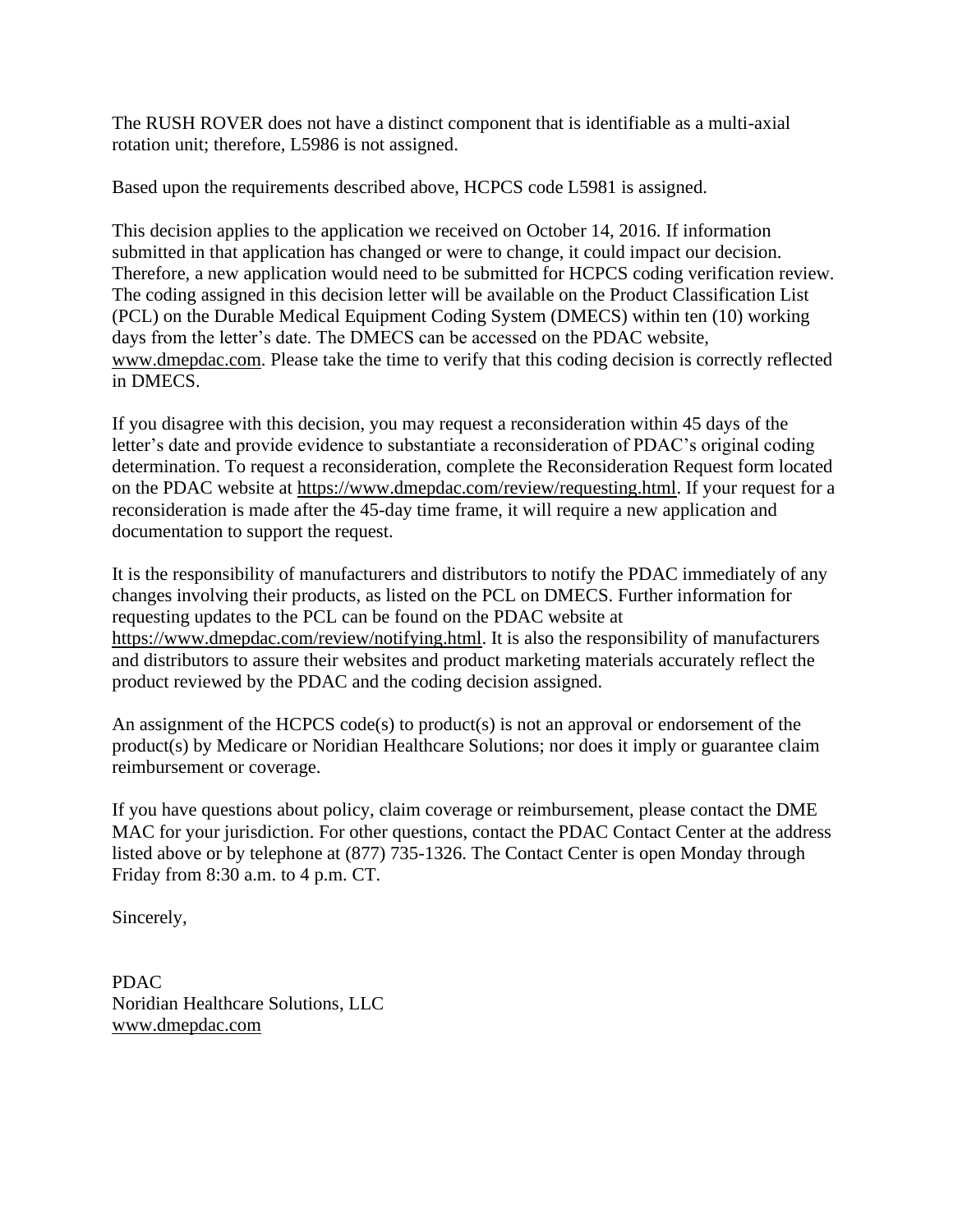The RUSH ROVER does not have a distinct component that is identifiable as a multi-axial rotation unit; therefore, L5986 is not assigned.

Based upon the requirements described above, HCPCS code L5981 is assigned.

This decision applies to the application we received on October 14, 2016. If information submitted in that application has changed or were to change, it could impact our decision. Therefore, a new application would need to be submitted for HCPCS coding verification review. The coding assigned in this decision letter will be available on the Product Classification List (PCL) on the Durable Medical Equipment Coding System (DMECS) within ten (10) working days from the letter's date. The DMECS can be accessed on the PDAC website, www.dmepdac.com. Please take the time to verify that this coding decision is correctly reflected in DMECS.

If you disagree with this decision, you may request a reconsideration within 45 days of the letter's date and provide evidence to substantiate a reconsideration of PDAC's original coding determination. To request a reconsideration, complete the Reconsideration Request form located on the PDAC website at https://www.dmepdac.com/review/requesting.html. If your request for a reconsideration is made after the 45-day time frame, it will require a new application and documentation to support the request.

It is the responsibility of manufacturers and distributors to notify the PDAC immediately of any changes involving their products, as listed on the PCL on DMECS. Further information for requesting updates to the PCL can be found on the PDAC website at https://www.dmepdac.com/review/notifying.html. It is also the responsibility of manufacturers and distributors to assure their websites and product marketing materials accurately reflect the product reviewed by the PDAC and the coding decision assigned.

An assignment of the HCPCS code(s) to product(s) is not an approval or endorsement of the product(s) by Medicare or Noridian Healthcare Solutions; nor does it imply or guarantee claim reimbursement or coverage.

If you have questions about policy, claim coverage or reimbursement, please contact the DME MAC for your jurisdiction. For other questions, contact the PDAC Contact Center at the address listed above or by telephone at (877) 735-1326. The Contact Center is open Monday through Friday from 8:30 a.m. to 4 p.m. CT.

Sincerely,

PDAC
Noridian Healthcare Solutions, LLC
www.dmepdac.com